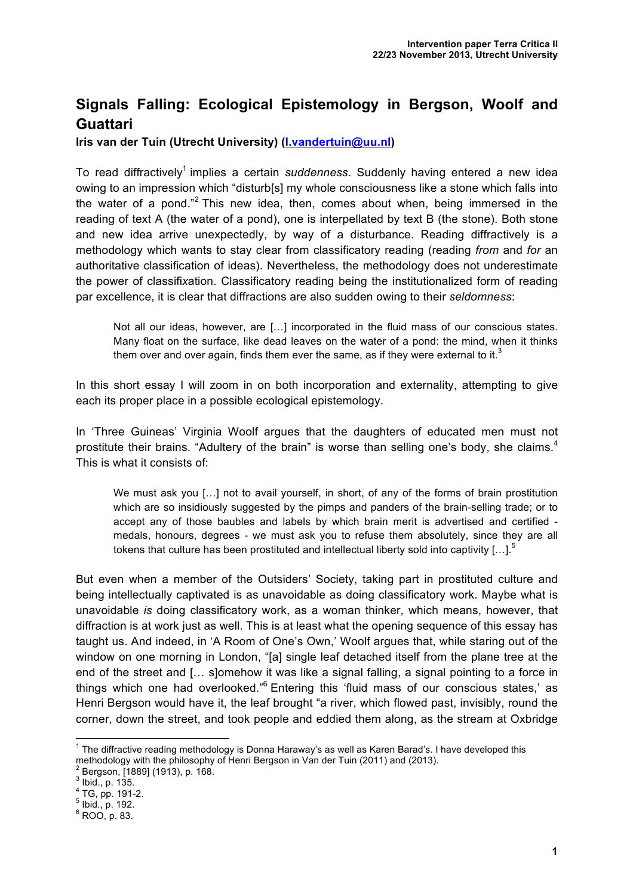# Signals Falling: Ecological Epistemology in Bergson, Woolf and Guattari

**Iris van der Tuin (Utrecht University) (i.vandertuin@uu.nl)**

To read diffractively[1] implies a certain *suddenness*. Suddenly having entered a new idea owing to an impression which "disturb[s] my whole consciousness like a stone which falls into the water of a pond."[2] This new idea, then, comes about when, being immersed in the reading of text A (the water of a pond), one is interpellated by text B (the stone). Both stone and new idea arrive unexpectedly, by way of a disturbance. Reading diffractively is a methodology which wants to stay clear from classificatory reading (reading *from* and *for* an authoritative classification of ideas). Nevertheless, the methodology does not underestimate the power of classifixation. Classificatory reading being the institutionalized form of reading par excellence, it is clear that diffractions are also sudden owing to their *seldomness*:

> Not all our ideas, however, are […] incorporated in the fluid mass of our conscious states. Many float on the surface, like dead leaves on the water of a pond: the mind, when it thinks them over and over again, finds them ever the same, as if they were external to it.[3]

In this short essay I will zoom in on both incorporation and externality, attempting to give each its proper place in a possible ecological epistemology.

In 'Three Guineas' Virginia Woolf argues that the daughters of educated men must not prostitute their brains. "Adultery of the brain" is worse than selling one's body, she claims.[4] This is what it consists of:

> We must ask you […] not to avail yourself, in short, of any of the forms of brain prostitution which are so insidiously suggested by the pimps and panders of the brain-selling trade; or to accept any of those baubles and labels by which brain merit is advertised and certified - medals, honours, degrees - we must ask you to refuse them absolutely, since they are all tokens that culture has been prostituted and intellectual liberty sold into captivity […].[5]

But even when a member of the Outsiders' Society, taking part in prostituted culture and being intellectually captivated is as unavoidable as doing classificatory work. Maybe what is unavoidable *is* doing classificatory work, as a woman thinker, which means, however, that diffraction is at work just as well. This is at least what the opening sequence of this essay has taught us. And indeed, in 'A Room of One's Own,' Woolf argues that, while staring out of the window on one morning in London, "[a] single leaf detached itself from the plane tree at the end of the street and [… s]omehow it was like a signal falling, a signal pointing to a force in things which one had overlooked."[6] Entering this 'fluid mass of our conscious states,' as Henri Bergson would have it, the leaf brought "a river, which flowed past, invisibly, round the corner, down the street, and took people and eddied them along, as the stream at Oxbridge

---

[1] The diffractive reading methodology is Donna Haraway's as well as Karen Barad's. I have developed this methodology with the philosophy of Henri Bergson in Van der Tuin (2011) and (2013).

[2] Bergson, [1889] (1913), p. 168.

[3] Ibid., p. 135.

[4] TG, pp. 191-2.

[5] Ibid., p. 192.

[6] ROO, p. 83.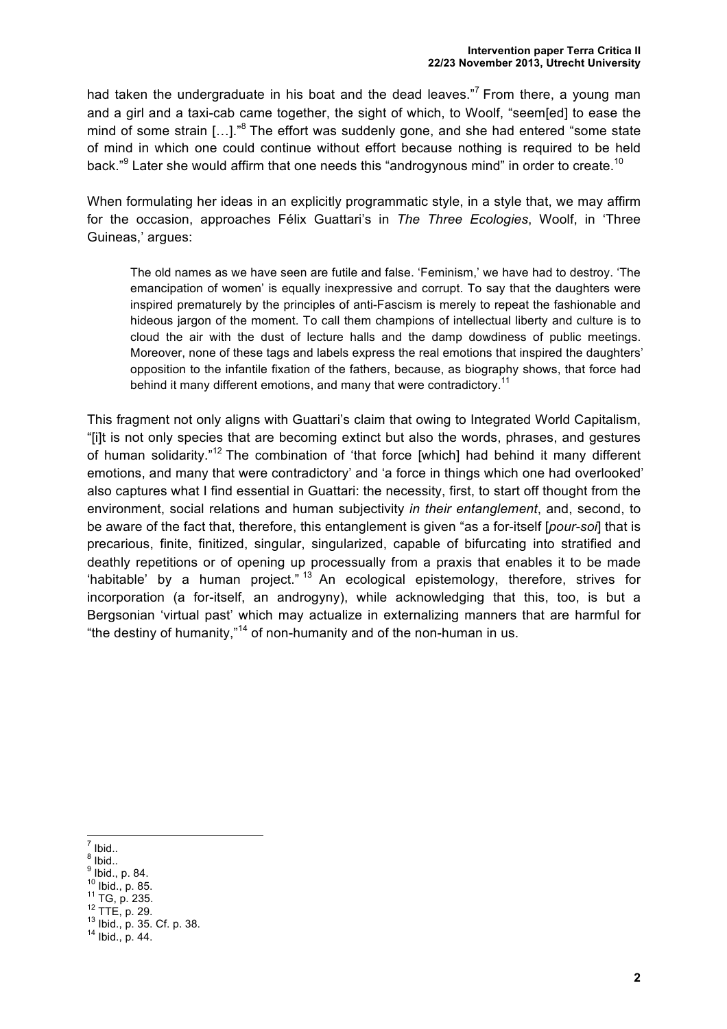had taken the undergraduate in his boat and the dead leaves."[7] From there, a young man and a girl and a taxi-cab came together, the sight of which, to Woolf, "seem[ed] to ease the mind of some strain […]."[8] The effort was suddenly gone, and she had entered "some state of mind in which one could continue without effort because nothing is required to be held back."[9] Later she would affirm that one needs this "androgynous mind" in order to create.[10]

When formulating her ideas in an explicitly programmatic style, in a style that, we may affirm for the occasion, approaches Félix Guattari's in *The Three Ecologies*, Woolf, in 'Three Guineas,' argues:

> The old names as we have seen are futile and false. 'Feminism,' we have had to destroy. 'The emancipation of women' is equally inexpressive and corrupt. To say that the daughters were inspired prematurely by the principles of anti-Fascism is merely to repeat the fashionable and hideous jargon of the moment. To call them champions of intellectual liberty and culture is to cloud the air with the dust of lecture halls and the damp dowdiness of public meetings. Moreover, none of these tags and labels express the real emotions that inspired the daughters' opposition to the infantile fixation of the fathers, because, as biography shows, that force had behind it many different emotions, and many that were contradictory.[11]

This fragment not only aligns with Guattari's claim that owing to Integrated World Capitalism, "[i]t is not only species that are becoming extinct but also the words, phrases, and gestures of human solidarity."[12] The combination of 'that force [which] had behind it many different emotions, and many that were contradictory' and 'a force in things which one had overlooked' also captures what I find essential in Guattari: the necessity, first, to start off thought from the environment, social relations and human subjectivity *in their entanglement*, and, second, to be aware of the fact that, therefore, this entanglement is given "as a for-itself [*pour-soi*] that is precarious, finite, finitized, singular, singularized, capable of bifurcating into stratified and deathly repetitions or of opening up processually from a praxis that enables it to be made 'habitable' by a human project."[13] An ecological epistemology, therefore, strives for incorporation (a for-itself, an androgyny), while acknowledging that this, too, is but a Bergsonian 'virtual past' which may actualize in externalizing manners that are harmful for "the destiny of humanity,"[14] of non-humanity and of the non-human in us.

---

[7] Ibid..
[8] Ibid..
[9] Ibid., p. 84.
[10] Ibid., p. 85.
[11] TG, p. 235.
[12] TTE, p. 29.
[13] Ibid., p. 35. Cf. p. 38.
[14] Ibid., p. 44.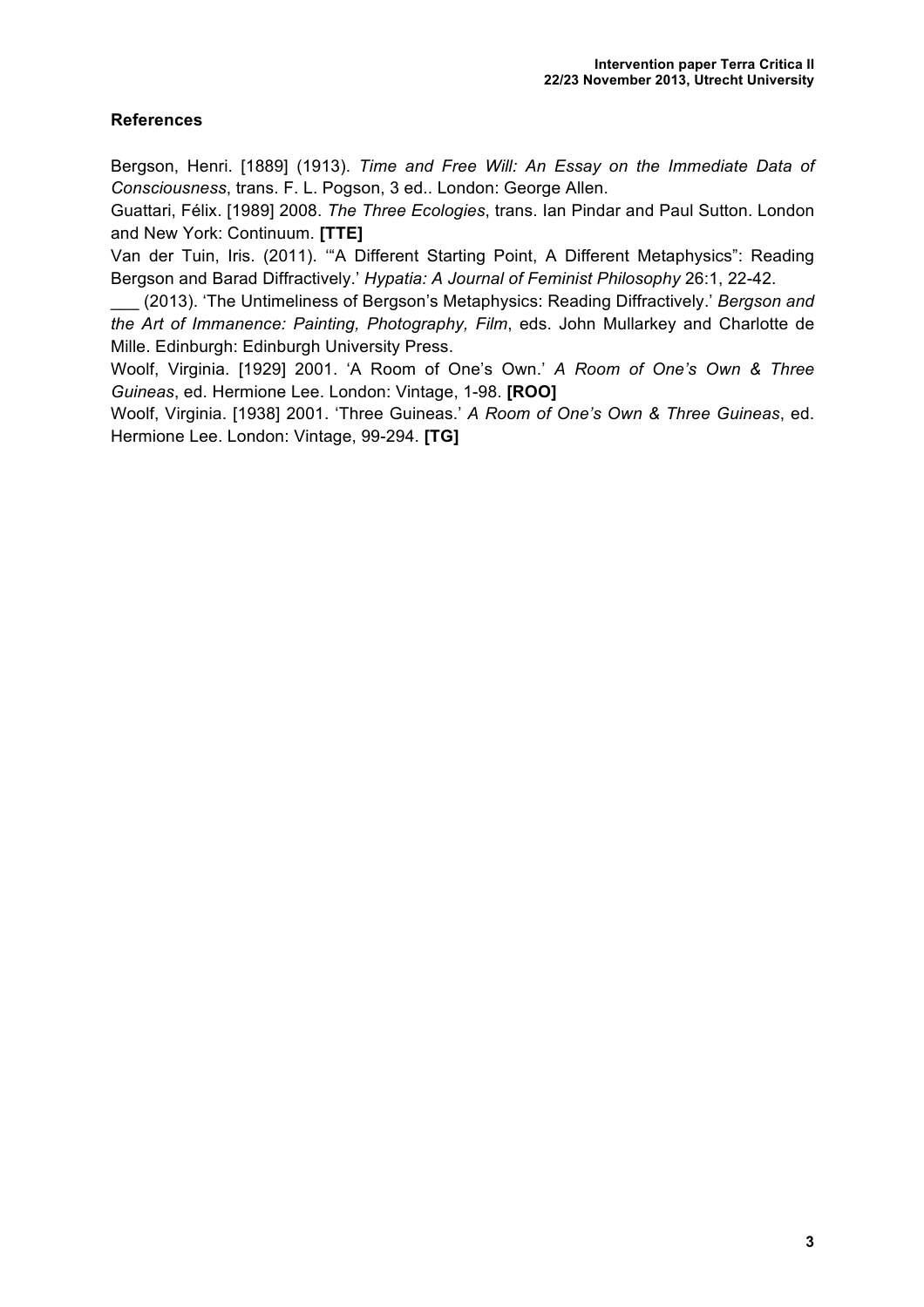## References

Bergson, Henri. [1889] (1913). *Time and Free Will: An Essay on the Immediate Data of Consciousness*, trans. F. L. Pogson, 3 ed.. London: George Allen.

Guattari, Félix. [1989] 2008. *The Three Ecologies*, trans. Ian Pindar and Paul Sutton. London and New York: Continuum. **[TTE]**

Van der Tuin, Iris. (2011). '"A Different Starting Point, A Different Metaphysics": Reading Bergson and Barad Diffractively.' *Hypatia: A Journal of Feminist Philosophy* 26:1, 22-42.

___ (2013). 'The Untimeliness of Bergson's Metaphysics: Reading Diffractively.' *Bergson and the Art of Immanence: Painting, Photography, Film*, eds. John Mullarkey and Charlotte de Mille. Edinburgh: Edinburgh University Press.

Woolf, Virginia. [1929] 2001. 'A Room of One's Own.' *A Room of One's Own & Three Guineas*, ed. Hermione Lee. London: Vintage, 1-98. **[ROO]**

Woolf, Virginia. [1938] 2001. 'Three Guineas.' *A Room of One's Own & Three Guineas*, ed. Hermione Lee. London: Vintage, 99-294. **[TG]**